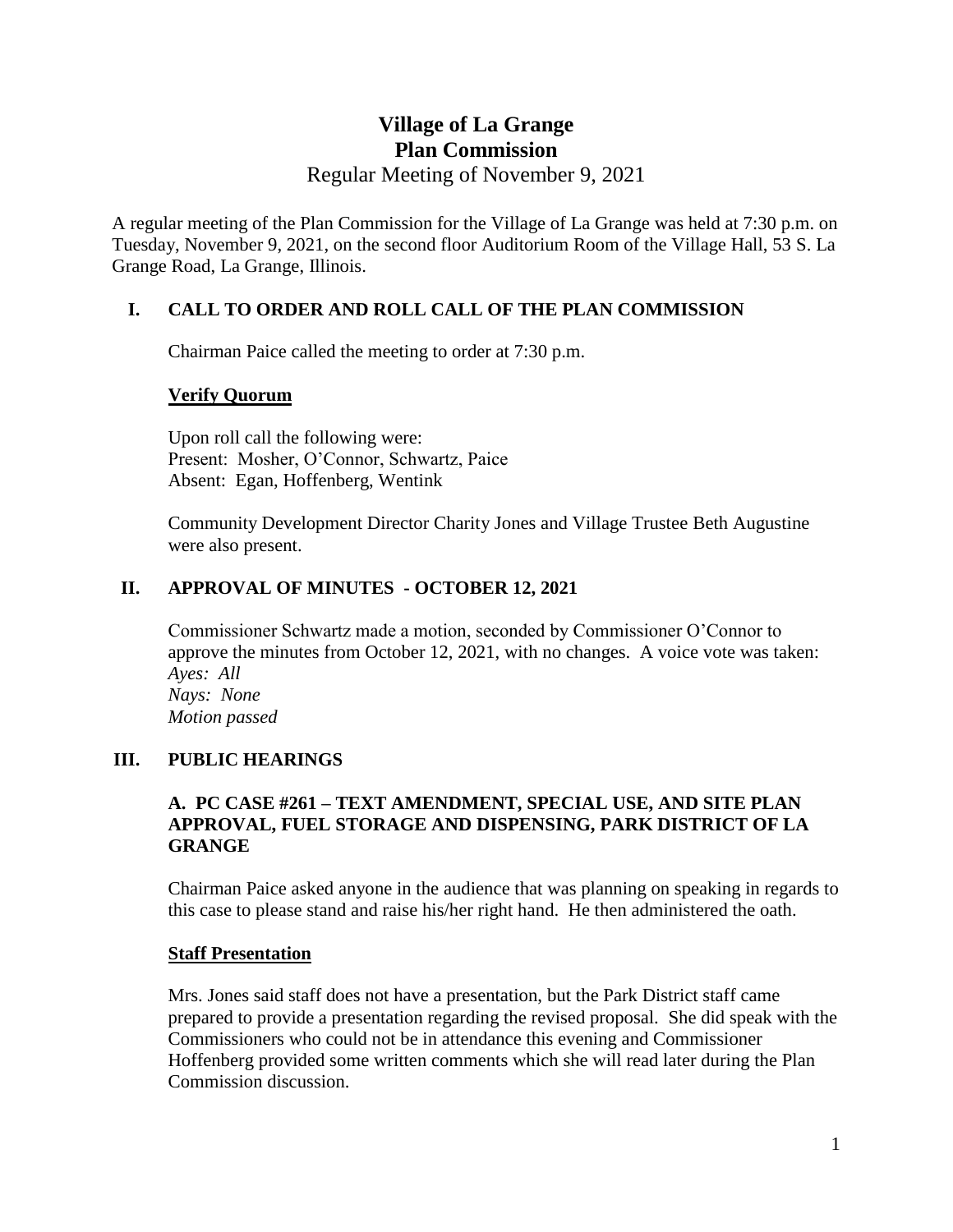# Village of La Grange
# Plan Commission

Regular Meeting of November 9, 2021

A regular meeting of the Plan Commission for the Village of La Grange was held at 7:30 p.m. on Tuesday, November 9, 2021, on the second floor Auditorium Room of the Village Hall, 53 S. La Grange Road, La Grange, Illinois.

## I. CALL TO ORDER AND ROLL CALL OF THE PLAN COMMISSION

Chairman Paice called the meeting to order at 7:30 p.m.

### Verify Quorum

Upon roll call the following were:
Present: Mosher, O'Connor, Schwartz, Paice
Absent: Egan, Hoffenberg, Wentink

Community Development Director Charity Jones and Village Trustee Beth Augustine were also present.

## II. APPROVAL OF MINUTES - OCTOBER 12, 2021

Commissioner Schwartz made a motion, seconded by Commissioner O'Connor to approve the minutes from October 12, 2021, with no changes. A voice vote was taken:
*Ayes: All*
*Nays: None*
*Motion passed*

## III. PUBLIC HEARINGS

### A. PC CASE #261 – TEXT AMENDMENT, SPECIAL USE, AND SITE PLAN APPROVAL, FUEL STORAGE AND DISPENSING, PARK DISTRICT OF LA GRANGE

Chairman Paice asked anyone in the audience that was planning on speaking in regards to this case to please stand and raise his/her right hand. He then administered the oath.

### Staff Presentation

Mrs. Jones said staff does not have a presentation, but the Park District staff came prepared to provide a presentation regarding the revised proposal. She did speak with the Commissioners who could not be in attendance this evening and Commissioner Hoffenberg provided some written comments which she will read later during the Plan Commission discussion.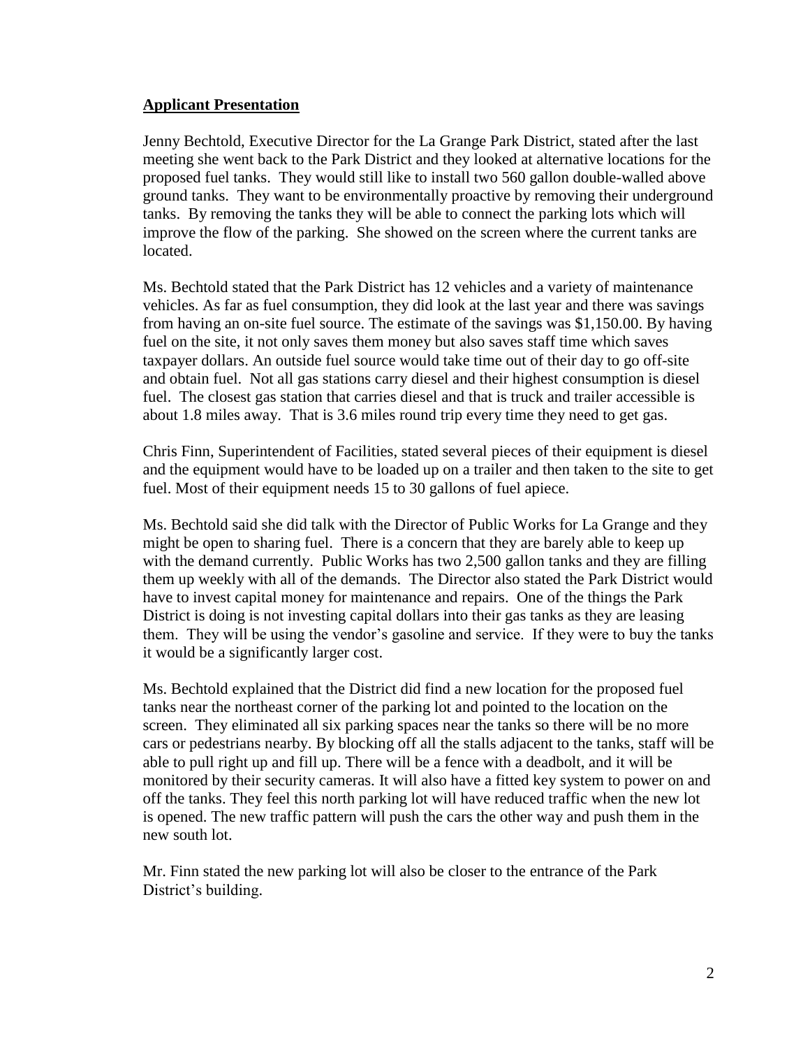**Applicant Presentation**

Jenny Bechtold, Executive Director for the La Grange Park District, stated after the last meeting she went back to the Park District and they looked at alternative locations for the proposed fuel tanks. They would still like to install two 560 gallon double-walled above ground tanks. They want to be environmentally proactive by removing their underground tanks. By removing the tanks they will be able to connect the parking lots which will improve the flow of the parking. She showed on the screen where the current tanks are located.

Ms. Bechtold stated that the Park District has 12 vehicles and a variety of maintenance vehicles. As far as fuel consumption, they did look at the last year and there was savings from having an on-site fuel source. The estimate of the savings was $1,150.00. By having fuel on the site, it not only saves them money but also saves staff time which saves taxpayer dollars. An outside fuel source would take time out of their day to go off-site and obtain fuel. Not all gas stations carry diesel and their highest consumption is diesel fuel. The closest gas station that carries diesel and that is truck and trailer accessible is about 1.8 miles away. That is 3.6 miles round trip every time they need to get gas.

Chris Finn, Superintendent of Facilities, stated several pieces of their equipment is diesel and the equipment would have to be loaded up on a trailer and then taken to the site to get fuel. Most of their equipment needs 15 to 30 gallons of fuel apiece.

Ms. Bechtold said she did talk with the Director of Public Works for La Grange and they might be open to sharing fuel. There is a concern that they are barely able to keep up with the demand currently. Public Works has two 2,500 gallon tanks and they are filling them up weekly with all of the demands. The Director also stated the Park District would have to invest capital money for maintenance and repairs. One of the things the Park District is doing is not investing capital dollars into their gas tanks as they are leasing them. They will be using the vendor's gasoline and service. If they were to buy the tanks it would be a significantly larger cost.

Ms. Bechtold explained that the District did find a new location for the proposed fuel tanks near the northeast corner of the parking lot and pointed to the location on the screen. They eliminated all six parking spaces near the tanks so there will be no more cars or pedestrians nearby. By blocking off all the stalls adjacent to the tanks, staff will be able to pull right up and fill up. There will be a fence with a deadbolt, and it will be monitored by their security cameras. It will also have a fitted key system to power on and off the tanks. They feel this north parking lot will have reduced traffic when the new lot is opened. The new traffic pattern will push the cars the other way and push them in the new south lot.

Mr. Finn stated the new parking lot will also be closer to the entrance of the Park District's building.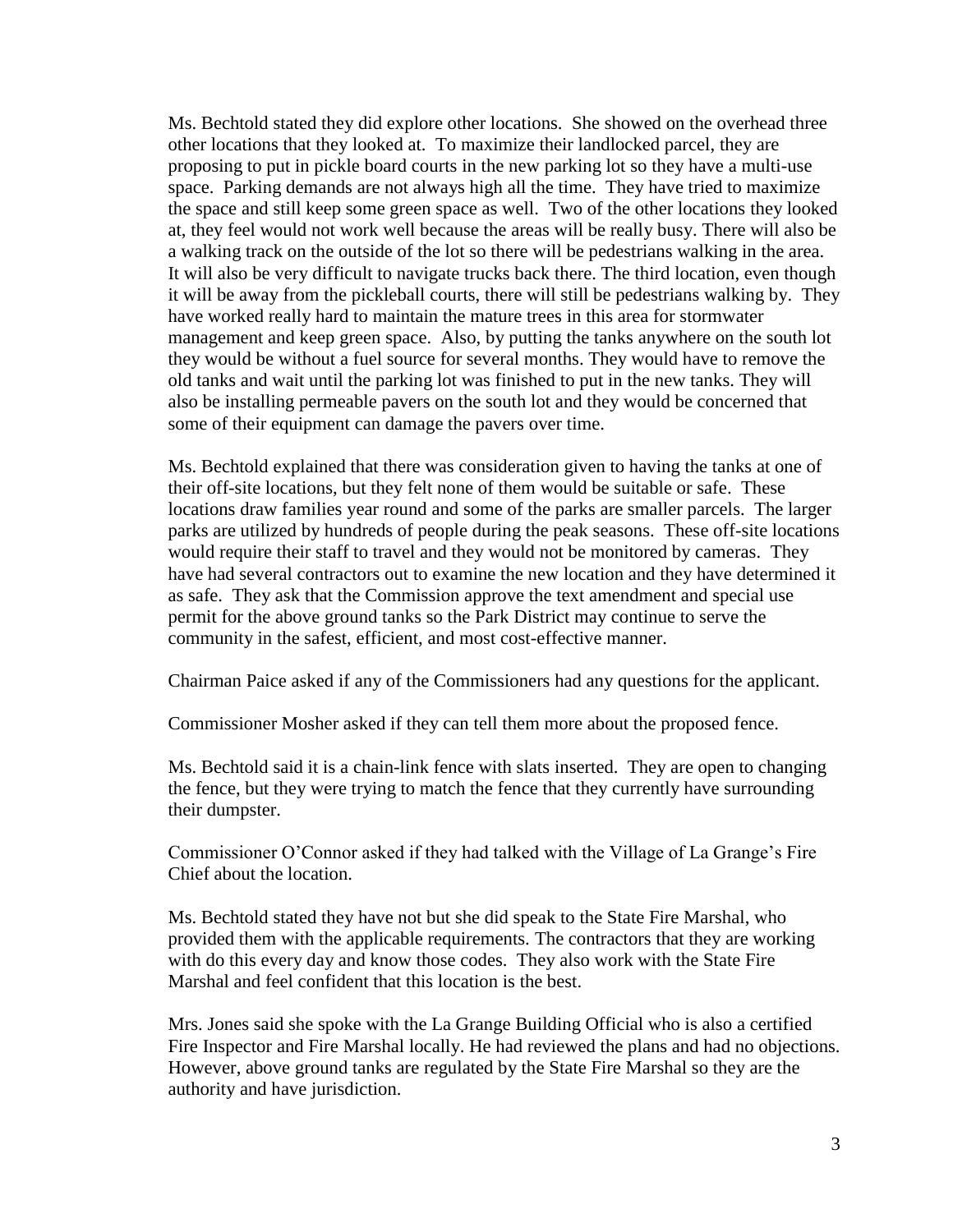Ms. Bechtold stated they did explore other locations. She showed on the overhead three other locations that they looked at. To maximize their landlocked parcel, they are proposing to put in pickle board courts in the new parking lot so they have a multi-use space. Parking demands are not always high all the time. They have tried to maximize the space and still keep some green space as well. Two of the other locations they looked at, they feel would not work well because the areas will be really busy. There will also be a walking track on the outside of the lot so there will be pedestrians walking in the area. It will also be very difficult to navigate trucks back there. The third location, even though it will be away from the pickleball courts, there will still be pedestrians walking by. They have worked really hard to maintain the mature trees in this area for stormwater management and keep green space. Also, by putting the tanks anywhere on the south lot they would be without a fuel source for several months. They would have to remove the old tanks and wait until the parking lot was finished to put in the new tanks. They will also be installing permeable pavers on the south lot and they would be concerned that some of their equipment can damage the pavers over time.

Ms. Bechtold explained that there was consideration given to having the tanks at one of their off-site locations, but they felt none of them would be suitable or safe. These locations draw families year round and some of the parks are smaller parcels. The larger parks are utilized by hundreds of people during the peak seasons. These off-site locations would require their staff to travel and they would not be monitored by cameras. They have had several contractors out to examine the new location and they have determined it as safe. They ask that the Commission approve the text amendment and special use permit for the above ground tanks so the Park District may continue to serve the community in the safest, efficient, and most cost-effective manner.

Chairman Paice asked if any of the Commissioners had any questions for the applicant.

Commissioner Mosher asked if they can tell them more about the proposed fence.

Ms. Bechtold said it is a chain-link fence with slats inserted. They are open to changing the fence, but they were trying to match the fence that they currently have surrounding their dumpster.

Commissioner O'Connor asked if they had talked with the Village of La Grange's Fire Chief about the location.

Ms. Bechtold stated they have not but she did speak to the State Fire Marshal, who provided them with the applicable requirements. The contractors that they are working with do this every day and know those codes. They also work with the State Fire Marshal and feel confident that this location is the best.

Mrs. Jones said she spoke with the La Grange Building Official who is also a certified Fire Inspector and Fire Marshal locally. He had reviewed the plans and had no objections. However, above ground tanks are regulated by the State Fire Marshal so they are the authority and have jurisdiction.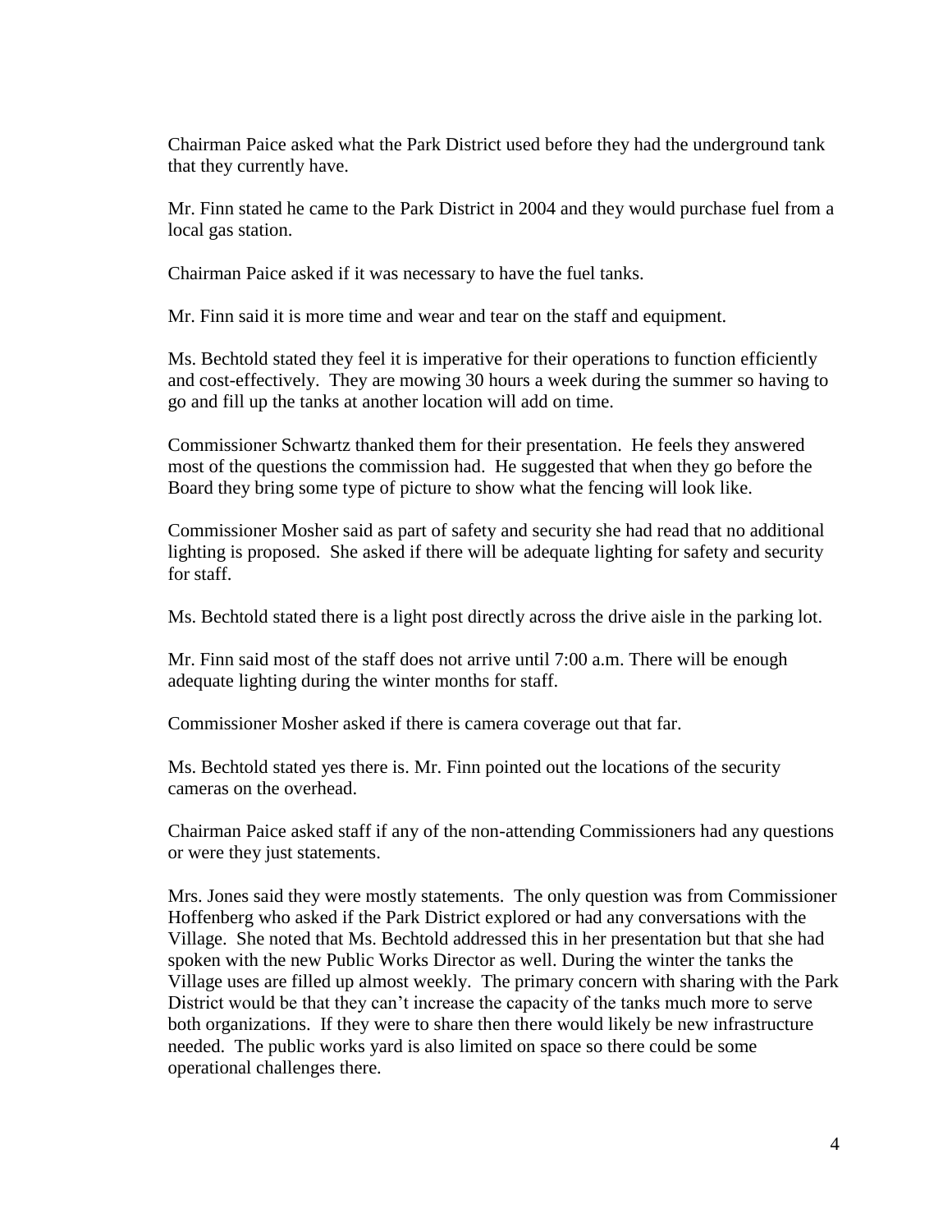Chairman Paice asked what the Park District used before they had the underground tank that they currently have.

Mr. Finn stated he came to the Park District in 2004 and they would purchase fuel from a local gas station.

Chairman Paice asked if it was necessary to have the fuel tanks.

Mr. Finn said it is more time and wear and tear on the staff and equipment.

Ms. Bechtold stated they feel it is imperative for their operations to function efficiently and cost-effectively. They are mowing 30 hours a week during the summer so having to go and fill up the tanks at another location will add on time.

Commissioner Schwartz thanked them for their presentation. He feels they answered most of the questions the commission had. He suggested that when they go before the Board they bring some type of picture to show what the fencing will look like.

Commissioner Mosher said as part of safety and security she had read that no additional lighting is proposed. She asked if there will be adequate lighting for safety and security for staff.

Ms. Bechtold stated there is a light post directly across the drive aisle in the parking lot.

Mr. Finn said most of the staff does not arrive until 7:00 a.m. There will be enough adequate lighting during the winter months for staff.

Commissioner Mosher asked if there is camera coverage out that far.

Ms. Bechtold stated yes there is. Mr. Finn pointed out the locations of the security cameras on the overhead.

Chairman Paice asked staff if any of the non-attending Commissioners had any questions or were they just statements.

Mrs. Jones said they were mostly statements. The only question was from Commissioner Hoffenberg who asked if the Park District explored or had any conversations with the Village. She noted that Ms. Bechtold addressed this in her presentation but that she had spoken with the new Public Works Director as well. During the winter the tanks the Village uses are filled up almost weekly. The primary concern with sharing with the Park District would be that they can't increase the capacity of the tanks much more to serve both organizations. If they were to share then there would likely be new infrastructure needed. The public works yard is also limited on space so there could be some operational challenges there.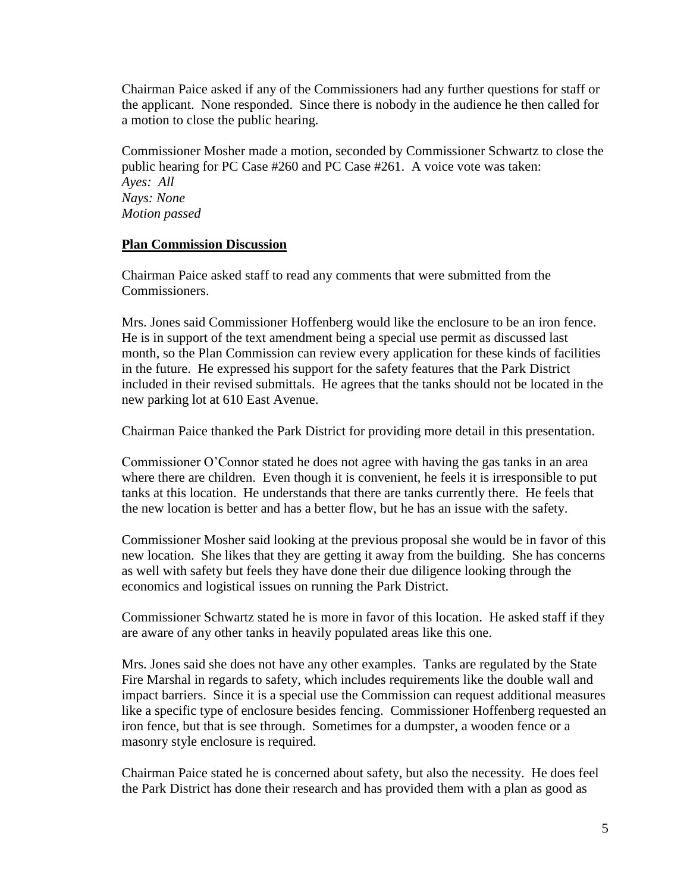Chairman Paice asked if any of the Commissioners had any further questions for staff or the applicant. None responded. Since there is nobody in the audience he then called for a motion to close the public hearing.

Commissioner Mosher made a motion, seconded by Commissioner Schwartz to close the public hearing for PC Case #260 and PC Case #261. A voice vote was taken:
*Ayes: All*
*Nays: None*
*Motion passed*

**Plan Commission Discussion**

Chairman Paice asked staff to read any comments that were submitted from the Commissioners.

Mrs. Jones said Commissioner Hoffenberg would like the enclosure to be an iron fence. He is in support of the text amendment being a special use permit as discussed last month, so the Plan Commission can review every application for these kinds of facilities in the future. He expressed his support for the safety features that the Park District included in their revised submittals. He agrees that the tanks should not be located in the new parking lot at 610 East Avenue.

Chairman Paice thanked the Park District for providing more detail in this presentation.

Commissioner O'Connor stated he does not agree with having the gas tanks in an area where there are children. Even though it is convenient, he feels it is irresponsible to put tanks at this location. He understands that there are tanks currently there. He feels that the new location is better and has a better flow, but he has an issue with the safety.

Commissioner Mosher said looking at the previous proposal she would be in favor of this new location. She likes that they are getting it away from the building. She has concerns as well with safety but feels they have done their due diligence looking through the economics and logistical issues on running the Park District.

Commissioner Schwartz stated he is more in favor of this location. He asked staff if they are aware of any other tanks in heavily populated areas like this one.

Mrs. Jones said she does not have any other examples. Tanks are regulated by the State Fire Marshal in regards to safety, which includes requirements like the double wall and impact barriers. Since it is a special use the Commission can request additional measures like a specific type of enclosure besides fencing. Commissioner Hoffenberg requested an iron fence, but that is see through. Sometimes for a dumpster, a wooden fence or a masonry style enclosure is required.

Chairman Paice stated he is concerned about safety, but also the necessity. He does feel the Park District has done their research and has provided them with a plan as good as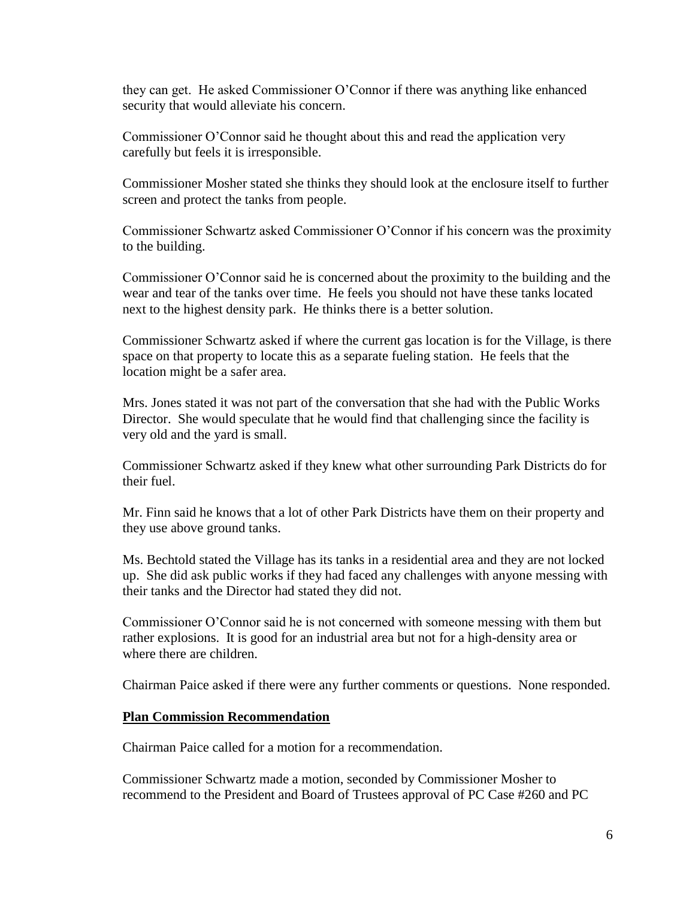they can get. He asked Commissioner O'Connor if there was anything like enhanced security that would alleviate his concern.

Commissioner O'Connor said he thought about this and read the application very carefully but feels it is irresponsible.

Commissioner Mosher stated she thinks they should look at the enclosure itself to further screen and protect the tanks from people.

Commissioner Schwartz asked Commissioner O'Connor if his concern was the proximity to the building.

Commissioner O'Connor said he is concerned about the proximity to the building and the wear and tear of the tanks over time. He feels you should not have these tanks located next to the highest density park. He thinks there is a better solution.

Commissioner Schwartz asked if where the current gas location is for the Village, is there space on that property to locate this as a separate fueling station. He feels that the location might be a safer area.

Mrs. Jones stated it was not part of the conversation that she had with the Public Works Director. She would speculate that he would find that challenging since the facility is very old and the yard is small.

Commissioner Schwartz asked if they knew what other surrounding Park Districts do for their fuel.

Mr. Finn said he knows that a lot of other Park Districts have them on their property and they use above ground tanks.

Ms. Bechtold stated the Village has its tanks in a residential area and they are not locked up. She did ask public works if they had faced any challenges with anyone messing with their tanks and the Director had stated they did not.

Commissioner O'Connor said he is not concerned with someone messing with them but rather explosions. It is good for an industrial area but not for a high-density area or where there are children.

Chairman Paice asked if there were any further comments or questions. None responded.

**Plan Commission Recommendation**

Chairman Paice called for a motion for a recommendation.

Commissioner Schwartz made a motion, seconded by Commissioner Mosher to recommend to the President and Board of Trustees approval of PC Case #260 and PC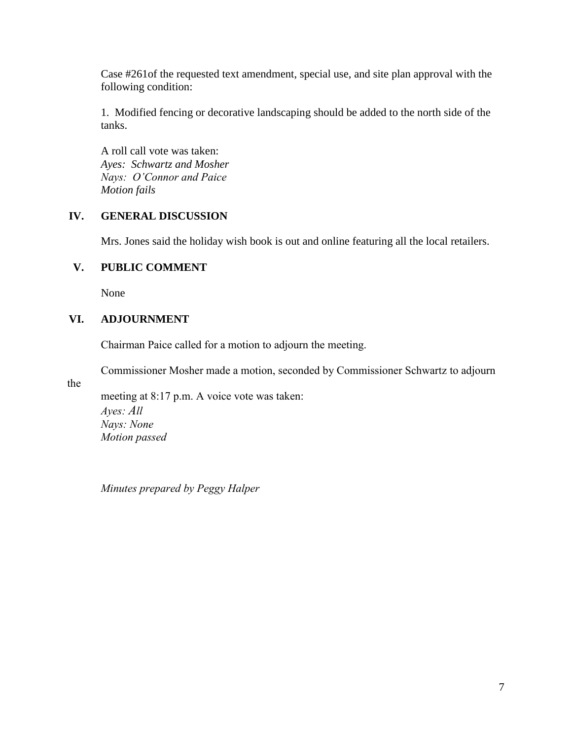Case #261of the requested text amendment, special use, and site plan approval with the following condition:

1. Modified fencing or decorative landscaping should be added to the north side of the tanks.

A roll call vote was taken:
*Ayes: Schwartz and Mosher*
*Nays: O'Connor and Paice*
*Motion fails*

## IV. GENERAL DISCUSSION

Mrs. Jones said the holiday wish book is out and online featuring all the local retailers.

## V. PUBLIC COMMENT

None

## VI. ADJOURNMENT

Chairman Paice called for a motion to adjourn the meeting.

Commissioner Mosher made a motion, seconded by Commissioner Schwartz to adjourn the meeting at 8:17 p.m. A voice vote was taken:
*Ayes: All*
*Nays: None*
*Motion passed*

*Minutes prepared by Peggy Halper*